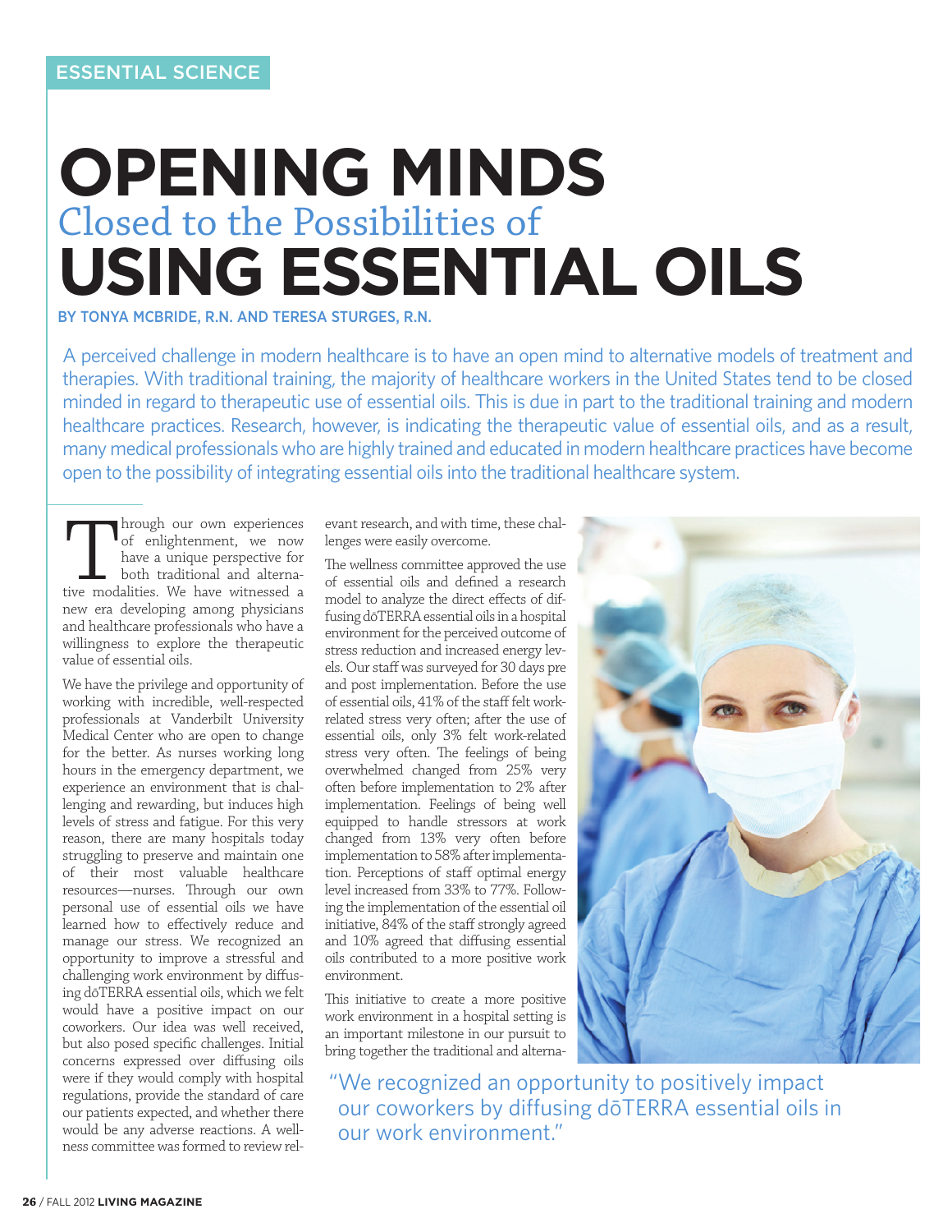ESSENTIAL SCIENCE

# OPENING MINDS Closed to the Possibilities of USING ESSENTIAL OILS

BY TONYA MCBRIDE, R.N. AND TERESA STURGES, R.N.

A perceived challenge in modern healthcare is to have an open mind to alternative models of treatment and therapies. With traditional training, the majority of healthcare workers in the United States tend to be closed minded in regard to therapeutic use of essential oils. This is due in part to the traditional training and modern healthcare practices. Research, however, is indicating the therapeutic value of essential oils, and as a result, many medical professionals who are highly trained and educated in modern healthcare practices have become open to the possibility of integrating essential oils into the traditional healthcare system.

Through our own experiences of enlightenment, we now have a unique perspective for both traditional and alternative modalities. We have witnessed a new era developing among physicians and healthcare professionals who have a willingness to explore the therapeutic value of essential oils.

We have the privilege and opportunity of working with incredible, well-respected professionals at Vanderbilt University Medical Center who are open to change for the better. As nurses working long hours in the emergency department, we experience an environment that is challenging and rewarding, but induces high levels of stress and fatigue. For this very reason, there are many hospitals today struggling to preserve and maintain one of their most valuable healthcare resources—nurses. Through our own personal use of essential oils we have learned how to effectively reduce and manage our stress. We recognized an opportunity to improve a stressful and challenging work environment by diffusing dōTERRA essential oils, which we felt would have a positive impact on our coworkers. Our idea was well received, but also posed specific challenges. Initial concerns expressed over diffusing oils were if they would comply with hospital regulations, provide the standard of care our patients expected, and whether there would be any adverse reactions. A wellness committee was formed to review relevant research, and with time, these challenges were easily overcome.

The wellness committee approved the use of essential oils and defined a research model to analyze the direct effects of diffusing dōTERRA essential oils in a hospital environment for the perceived outcome of stress reduction and increased energy levels. Our staff was surveyed for 30 days pre and post implementation. Before the use of essential oils, 41% of the staff felt work-related stress very often; after the use of essential oils, only 3% felt work-related stress very often. The feelings of being overwhelmed changed from 25% very often before implementation to 2% after implementation. Feelings of being well equipped to handle stressors at work changed from 13% very often before implementation to 58% after implementation. Perceptions of staff optimal energy level increased from 33% to 77%. Following the implementation of the essential oil initiative, 84% of the staff strongly agreed and 10% agreed that diffusing essential oils contributed to a more positive work environment.

This initiative to create a more positive work environment in a hospital setting is an important milestone in our pursuit to bring together the traditional and alterna-

"We recognized an opportunity to positively impact our coworkers by diffusing dōTERRA essential oils in our work environment."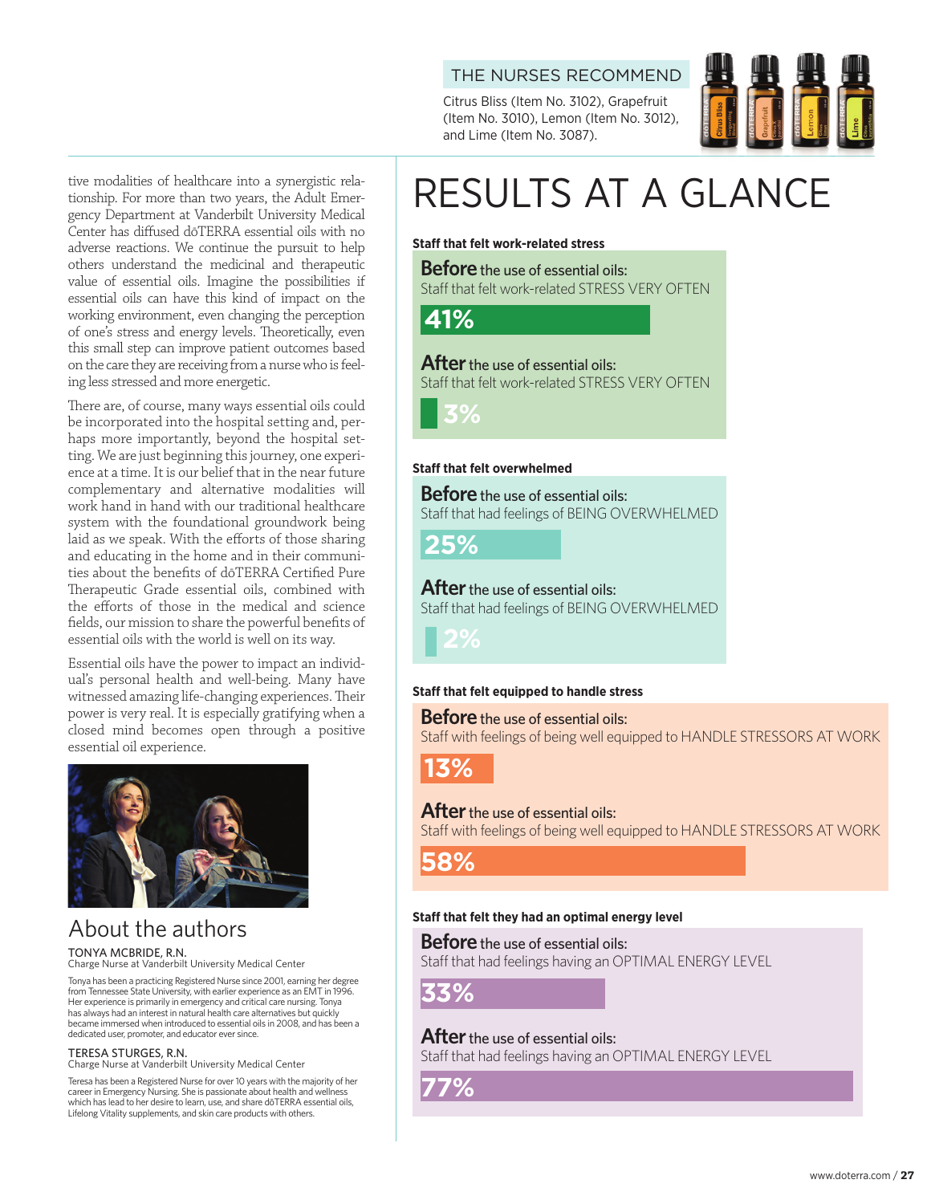tive modalities of healthcare into a synergistic relationship. For more than two years, the Adult Emergency Department at Vanderbilt University Medical Center has diffused dōTERRA essential oils with no adverse reactions. We continue the pursuit to help others understand the medicinal and therapeutic value of essential oils. Imagine the possibilities if essential oils can have this kind of impact on the working environment, even changing the perception of one's stress and energy levels. Theoretically, even this small step can improve patient outcomes based on the care they are receiving from a nurse who is feeling less stressed and more energetic.

There are, of course, many ways essential oils could be incorporated into the hospital setting and, perhaps more importantly, beyond the hospital setting. We are just beginning this journey, one experience at a time. It is our belief that in the near future complementary and alternative modalities will work hand in hand with our traditional healthcare system with the foundational groundwork being laid as we speak. With the efforts of those sharing and educating in the home and in their communities about the benefits of dōTERRA Certified Pure Therapeutic Grade essential oils, combined with the efforts of those in the medical and science fields, our mission to share the powerful benefits of essential oils with the world is well on its way.

Essential oils have the power to impact an individual's personal health and well-being. Many have witnessed amazing life-changing experiences. Their power is very real. It is especially gratifying when a closed mind becomes open through a positive essential oil experience.

## About the authors

TONYA MCBRIDE, R.N.
Charge Nurse at Vanderbilt University Medical Center

Tonya has been a practicing Registered Nurse since 2001, earning her degree from Tennessee State University, with earlier experience as an EMT in 1996. Her experience is primarily in emergency and critical care nursing. Tonya has always had an interest in natural health care alternatives but quickly became immersed when introduced to essential oils in 2008, and has been a dedicated user, promoter, and educator ever since.

TERESA STURGES, R.N.
Charge Nurse at Vanderbilt University Medical Center

Teresa has been a Registered Nurse for over 10 years with the majority of her career in Emergency Nursing. She is passionate about health and wellness which has lead to her desire to learn, use, and share dōTERRA essential oils, Lifelong Vitality supplements, and skin care products with others.

### THE NURSES RECOMMEND

Citrus Bliss (Item No. 3102), Grapefruit (Item No. 3010), Lemon (Item No. 3012), and Lime (Item No. 3087).

# RESULTS AT A GLANCE

**Staff that felt work-related stress**

**Before** the use of essential oils:
Staff that felt work-related STRESS VERY OFTEN

41%

**After** the use of essential oils:
Staff that felt work-related STRESS VERY OFTEN

3%

**Staff that felt overwhelmed**

**Before** the use of essential oils:
Staff that had feelings of BEING OVERWHELMED

25%

**After** the use of essential oils:
Staff that had feelings of BEING OVERWHELMED

2%

**Staff that felt equipped to handle stress**

**Before** the use of essential oils:
Staff with feelings of being well equipped to HANDLE STRESSORS AT WORK

13%

**After** the use of essential oils:
Staff with feelings of being well equipped to HANDLE STRESSORS AT WORK

58%

**Staff that felt they had an optimal energy level**

**Before** the use of essential oils:
Staff that had feelings having an OPTIMAL ENERGY LEVEL

33%

**After** the use of essential oils:
Staff that had feelings having an OPTIMAL ENERGY LEVEL

77%